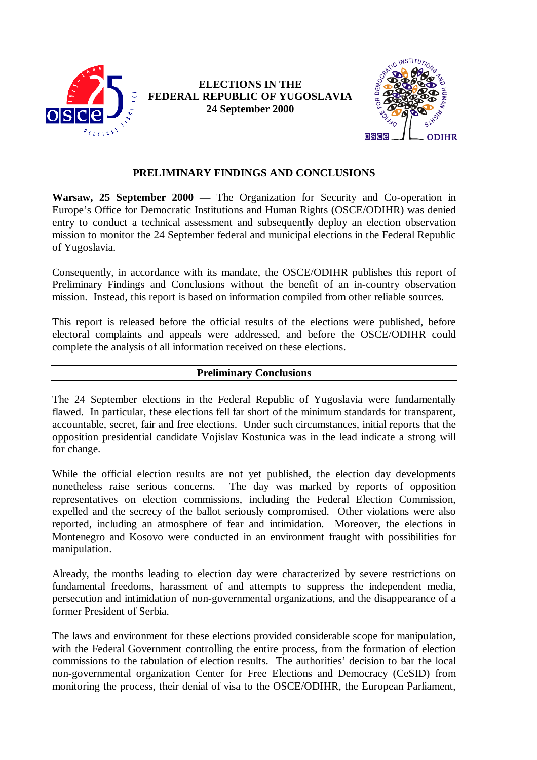# ELECTIONS IN THE FEDERAL REPUBLIC OF YUGOSLAVIA
## 24 September 2000

## PRELIMINARY FINDINGS AND CONCLUSIONS

**Warsaw, 25 September 2000 —** The Organization for Security and Co-operation in Europe's Office for Democratic Institutions and Human Rights (OSCE/ODIHR) was denied entry to conduct a technical assessment and subsequently deploy an election observation mission to monitor the 24 September federal and municipal elections in the Federal Republic of Yugoslavia.

Consequently, in accordance with its mandate, the OSCE/ODIHR publishes this report of Preliminary Findings and Conclusions without the benefit of an in-country observation mission. Instead, this report is based on information compiled from other reliable sources.

This report is released before the official results of the elections were published, before electoral complaints and appeals were addressed, and before the OSCE/ODIHR could complete the analysis of all information received on these elections.

### Preliminary Conclusions

The 24 September elections in the Federal Republic of Yugoslavia were fundamentally flawed. In particular, these elections fell far short of the minimum standards for transparent, accountable, secret, fair and free elections. Under such circumstances, initial reports that the opposition presidential candidate Vojislav Kostunica was in the lead indicate a strong will for change.

While the official election results are not yet published, the election day developments nonetheless raise serious concerns. The day was marked by reports of opposition representatives on election commissions, including the Federal Election Commission, expelled and the secrecy of the ballot seriously compromised. Other violations were also reported, including an atmosphere of fear and intimidation. Moreover, the elections in Montenegro and Kosovo were conducted in an environment fraught with possibilities for manipulation.

Already, the months leading to election day were characterized by severe restrictions on fundamental freedoms, harassment of and attempts to suppress the independent media, persecution and intimidation of non-governmental organizations, and the disappearance of a former President of Serbia.

The laws and environment for these elections provided considerable scope for manipulation, with the Federal Government controlling the entire process, from the formation of election commissions to the tabulation of election results. The authorities' decision to bar the local non-governmental organization Center for Free Elections and Democracy (CeSID) from monitoring the process, their denial of visa to the OSCE/ODIHR, the European Parliament,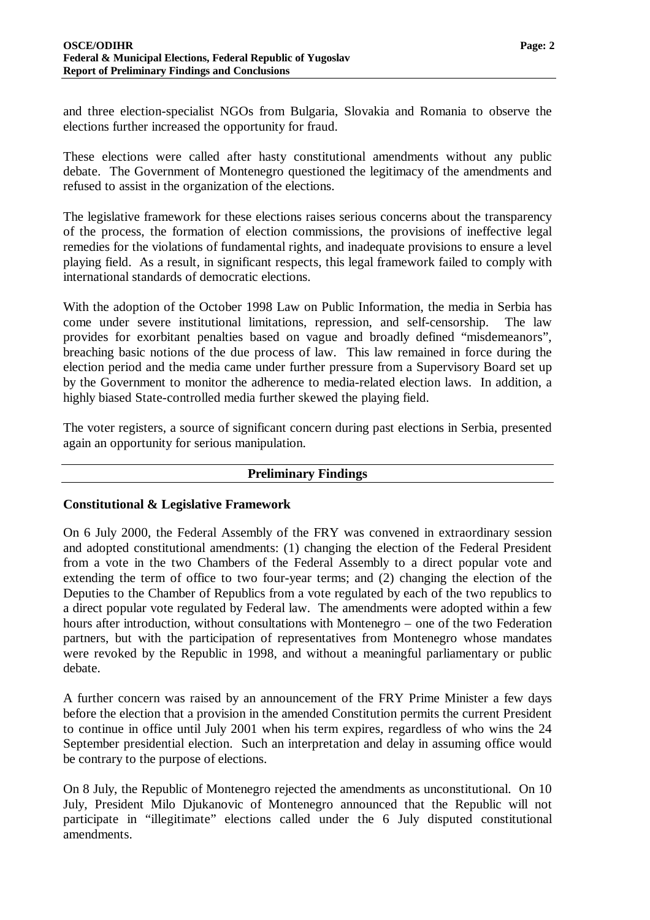and three election-specialist NGOs from Bulgaria, Slovakia and Romania to observe the elections further increased the opportunity for fraud.

These elections were called after hasty constitutional amendments without any public debate. The Government of Montenegro questioned the legitimacy of the amendments and refused to assist in the organization of the elections.

The legislative framework for these elections raises serious concerns about the transparency of the process, the formation of election commissions, the provisions of ineffective legal remedies for the violations of fundamental rights, and inadequate provisions to ensure a level playing field. As a result, in significant respects, this legal framework failed to comply with international standards of democratic elections.

With the adoption of the October 1998 Law on Public Information, the media in Serbia has come under severe institutional limitations, repression, and self-censorship. The law provides for exorbitant penalties based on vague and broadly defined "misdemeanors", breaching basic notions of the due process of law. This law remained in force during the election period and the media came under further pressure from a Supervisory Board set up by the Government to monitor the adherence to media-related election laws. In addition, a highly biased State-controlled media further skewed the playing field.

The voter registers, a source of significant concern during past elections in Serbia, presented again an opportunity for serious manipulation.

## Preliminary Findings

### Constitutional & Legislative Framework

On 6 July 2000, the Federal Assembly of the FRY was convened in extraordinary session and adopted constitutional amendments: (1) changing the election of the Federal President from a vote in the two Chambers of the Federal Assembly to a direct popular vote and extending the term of office to two four-year terms; and (2) changing the election of the Deputies to the Chamber of Republics from a vote regulated by each of the two republics to a direct popular vote regulated by Federal law. The amendments were adopted within a few hours after introduction, without consultations with Montenegro – one of the two Federation partners, but with the participation of representatives from Montenegro whose mandates were revoked by the Republic in 1998, and without a meaningful parliamentary or public debate.

A further concern was raised by an announcement of the FRY Prime Minister a few days before the election that a provision in the amended Constitution permits the current President to continue in office until July 2001 when his term expires, regardless of who wins the 24 September presidential election. Such an interpretation and delay in assuming office would be contrary to the purpose of elections.

On 8 July, the Republic of Montenegro rejected the amendments as unconstitutional. On 10 July, President Milo Djukanovic of Montenegro announced that the Republic will not participate in "illegitimate" elections called under the 6 July disputed constitutional amendments.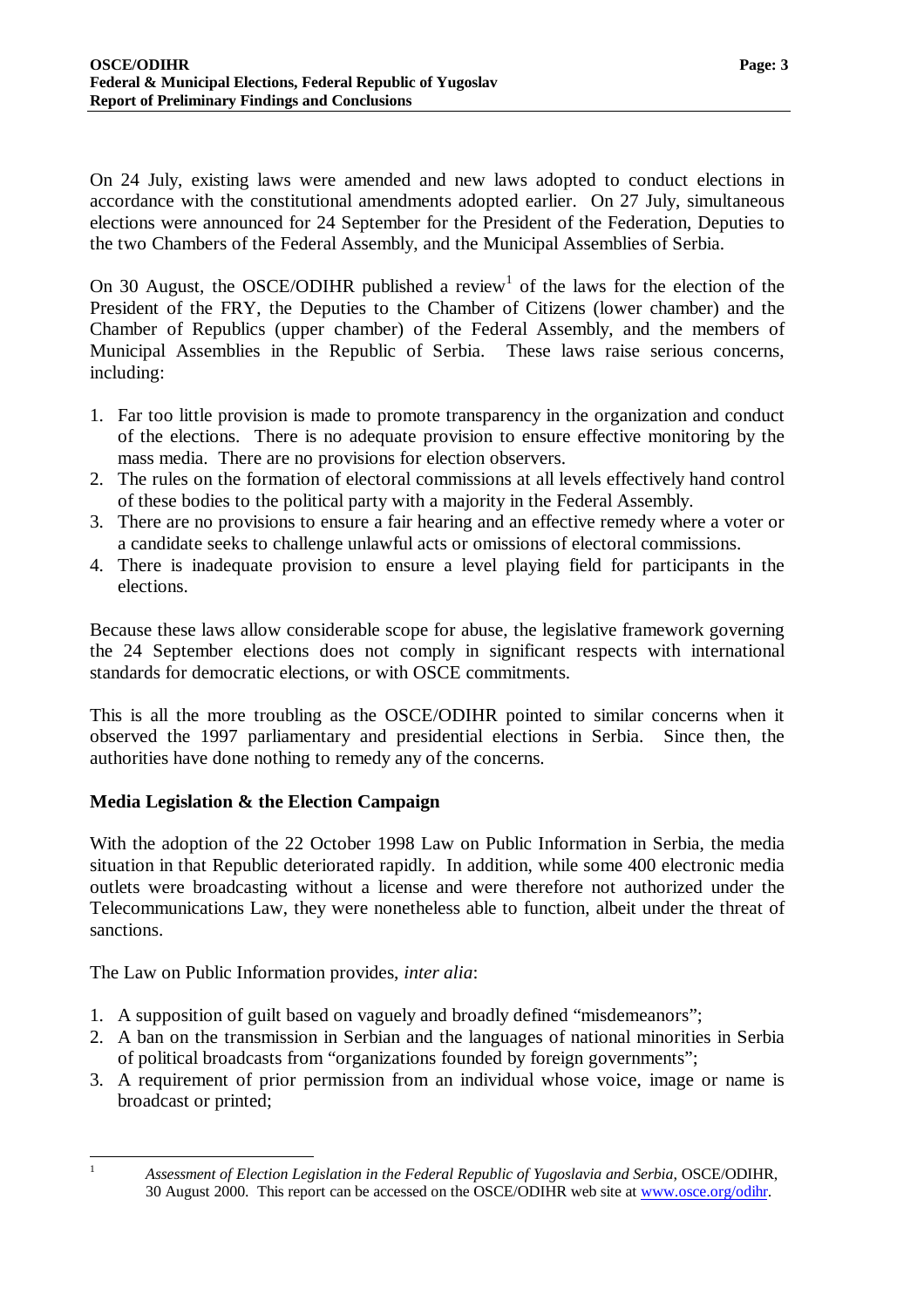On 24 July, existing laws were amended and new laws adopted to conduct elections in accordance with the constitutional amendments adopted earlier. On 27 July, simultaneous elections were announced for 24 September for the President of the Federation, Deputies to the two Chambers of the Federal Assembly, and the Municipal Assemblies of Serbia.

On 30 August, the OSCE/ODIHR published a review[1] of the laws for the election of the President of the FRY, the Deputies to the Chamber of Citizens (lower chamber) and the Chamber of Republics (upper chamber) of the Federal Assembly, and the members of Municipal Assemblies in the Republic of Serbia. These laws raise serious concerns, including:

1. Far too little provision is made to promote transparency in the organization and conduct of the elections. There is no adequate provision to ensure effective monitoring by the mass media. There are no provisions for election observers.
2. The rules on the formation of electoral commissions at all levels effectively hand control of these bodies to the political party with a majority in the Federal Assembly.
3. There are no provisions to ensure a fair hearing and an effective remedy where a voter or a candidate seeks to challenge unlawful acts or omissions of electoral commissions.
4. There is inadequate provision to ensure a level playing field for participants in the elections.

Because these laws allow considerable scope for abuse, the legislative framework governing the 24 September elections does not comply in significant respects with international standards for democratic elections, or with OSCE commitments.

This is all the more troubling as the OSCE/ODIHR pointed to similar concerns when it observed the 1997 parliamentary and presidential elections in Serbia. Since then, the authorities have done nothing to remedy any of the concerns.

**Media Legislation & the Election Campaign**

With the adoption of the 22 October 1998 Law on Public Information in Serbia, the media situation in that Republic deteriorated rapidly. In addition, while some 400 electronic media outlets were broadcasting without a license and were therefore not authorized under the Telecommunications Law, they were nonetheless able to function, albeit under the threat of sanctions.

The Law on Public Information provides, *inter alia*:

1. A supposition of guilt based on vaguely and broadly defined "misdemeanors";
2. A ban on the transmission in Serbian and the languages of national minorities in Serbia of political broadcasts from "organizations founded by foreign governments";
3. A requirement of prior permission from an individual whose voice, image or name is broadcast or printed;

[1] *Assessment of Election Legislation in the Federal Republic of Yugoslavia and Serbia*, OSCE/ODIHR, 30 August 2000. This report can be accessed on the OSCE/ODIHR web site at www.osce.org/odihr.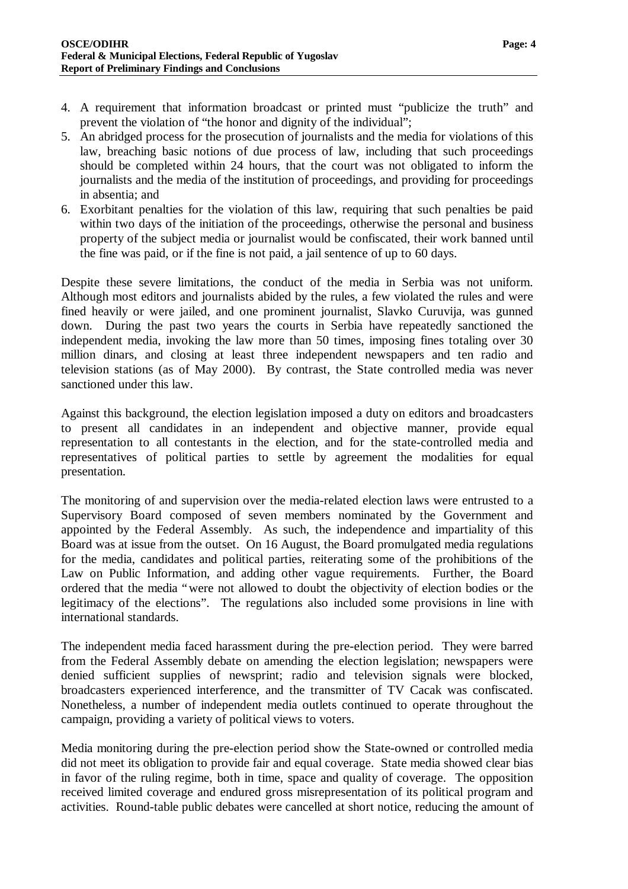4. A requirement that information broadcast or printed must "publicize the truth" and prevent the violation of "the honor and dignity of the individual";
5. An abridged process for the prosecution of journalists and the media for violations of this law, breaching basic notions of due process of law, including that such proceedings should be completed within 24 hours, that the court was not obligated to inform the journalists and the media of the institution of proceedings, and providing for proceedings in absentia; and
6. Exorbitant penalties for the violation of this law, requiring that such penalties be paid within two days of the initiation of the proceedings, otherwise the personal and business property of the subject media or journalist would be confiscated, their work banned until the fine was paid, or if the fine is not paid, a jail sentence of up to 60 days.

Despite these severe limitations, the conduct of the media in Serbia was not uniform. Although most editors and journalists abided by the rules, a few violated the rules and were fined heavily or were jailed, and one prominent journalist, Slavko Curuvija, was gunned down. During the past two years the courts in Serbia have repeatedly sanctioned the independent media, invoking the law more than 50 times, imposing fines totaling over 30 million dinars, and closing at least three independent newspapers and ten radio and television stations (as of May 2000). By contrast, the State controlled media was never sanctioned under this law.

Against this background, the election legislation imposed a duty on editors and broadcasters to present all candidates in an independent and objective manner, provide equal representation to all contestants in the election, and for the state-controlled media and representatives of political parties to settle by agreement the modalities for equal presentation.

The monitoring of and supervision over the media-related election laws were entrusted to a Supervisory Board composed of seven members nominated by the Government and appointed by the Federal Assembly. As such, the independence and impartiality of this Board was at issue from the outset. On 16 August, the Board promulgated media regulations for the media, candidates and political parties, reiterating some of the prohibitions of the Law on Public Information, and adding other vague requirements. Further, the Board ordered that the media "were not allowed to doubt the objectivity of election bodies or the legitimacy of the elections". The regulations also included some provisions in line with international standards.

The independent media faced harassment during the pre-election period. They were barred from the Federal Assembly debate on amending the election legislation; newspapers were denied sufficient supplies of newsprint; radio and television signals were blocked, broadcasters experienced interference, and the transmitter of TV Cacak was confiscated. Nonetheless, a number of independent media outlets continued to operate throughout the campaign, providing a variety of political views to voters.

Media monitoring during the pre-election period show the State-owned or controlled media did not meet its obligation to provide fair and equal coverage. State media showed clear bias in favor of the ruling regime, both in time, space and quality of coverage. The opposition received limited coverage and endured gross misrepresentation of its political program and activities. Round-table public debates were cancelled at short notice, reducing the amount of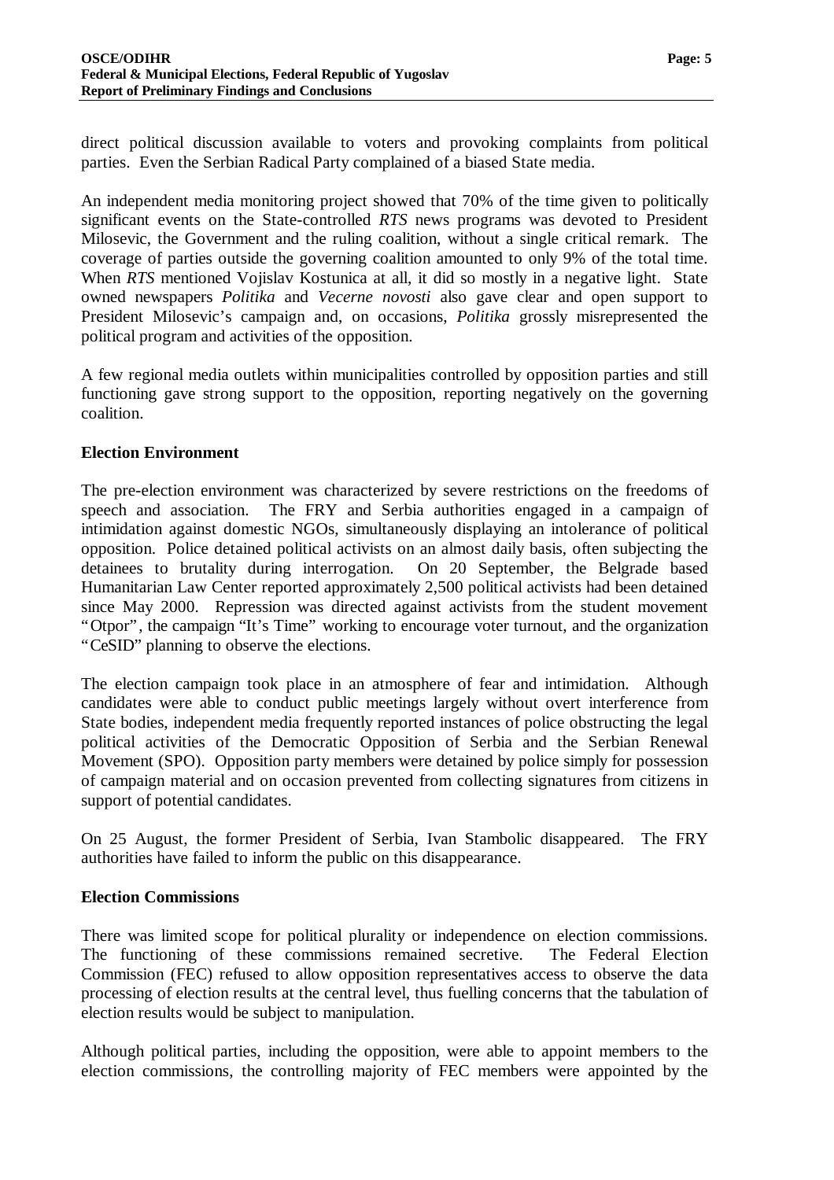direct political discussion available to voters and provoking complaints from political parties. Even the Serbian Radical Party complained of a biased State media.

An independent media monitoring project showed that 70% of the time given to politically significant events on the State-controlled *RTS* news programs was devoted to President Milosevic, the Government and the ruling coalition, without a single critical remark. The coverage of parties outside the governing coalition amounted to only 9% of the total time. When *RTS* mentioned Vojislav Kostunica at all, it did so mostly in a negative light. State owned newspapers *Politika* and *Vecerne novosti* also gave clear and open support to President Milosevic's campaign and, on occasions, *Politika* grossly misrepresented the political program and activities of the opposition.

A few regional media outlets within municipalities controlled by opposition parties and still functioning gave strong support to the opposition, reporting negatively on the governing coalition.

**Election Environment**

The pre-election environment was characterized by severe restrictions on the freedoms of speech and association. The FRY and Serbia authorities engaged in a campaign of intimidation against domestic NGOs, simultaneously displaying an intolerance of political opposition. Police detained political activists on an almost daily basis, often subjecting the detainees to brutality during interrogation. On 20 September, the Belgrade based Humanitarian Law Center reported approximately 2,500 political activists had been detained since May 2000. Repression was directed against activists from the student movement "Otpor", the campaign "It's Time" working to encourage voter turnout, and the organization "CeSID" planning to observe the elections.

The election campaign took place in an atmosphere of fear and intimidation. Although candidates were able to conduct public meetings largely without overt interference from State bodies, independent media frequently reported instances of police obstructing the legal political activities of the Democratic Opposition of Serbia and the Serbian Renewal Movement (SPO). Opposition party members were detained by police simply for possession of campaign material and on occasion prevented from collecting signatures from citizens in support of potential candidates.

On 25 August, the former President of Serbia, Ivan Stambolic disappeared. The FRY authorities have failed to inform the public on this disappearance.

**Election Commissions**

There was limited scope for political plurality or independence on election commissions. The functioning of these commissions remained secretive. The Federal Election Commission (FEC) refused to allow opposition representatives access to observe the data processing of election results at the central level, thus fuelling concerns that the tabulation of election results would be subject to manipulation.

Although political parties, including the opposition, were able to appoint members to the election commissions, the controlling majority of FEC members were appointed by the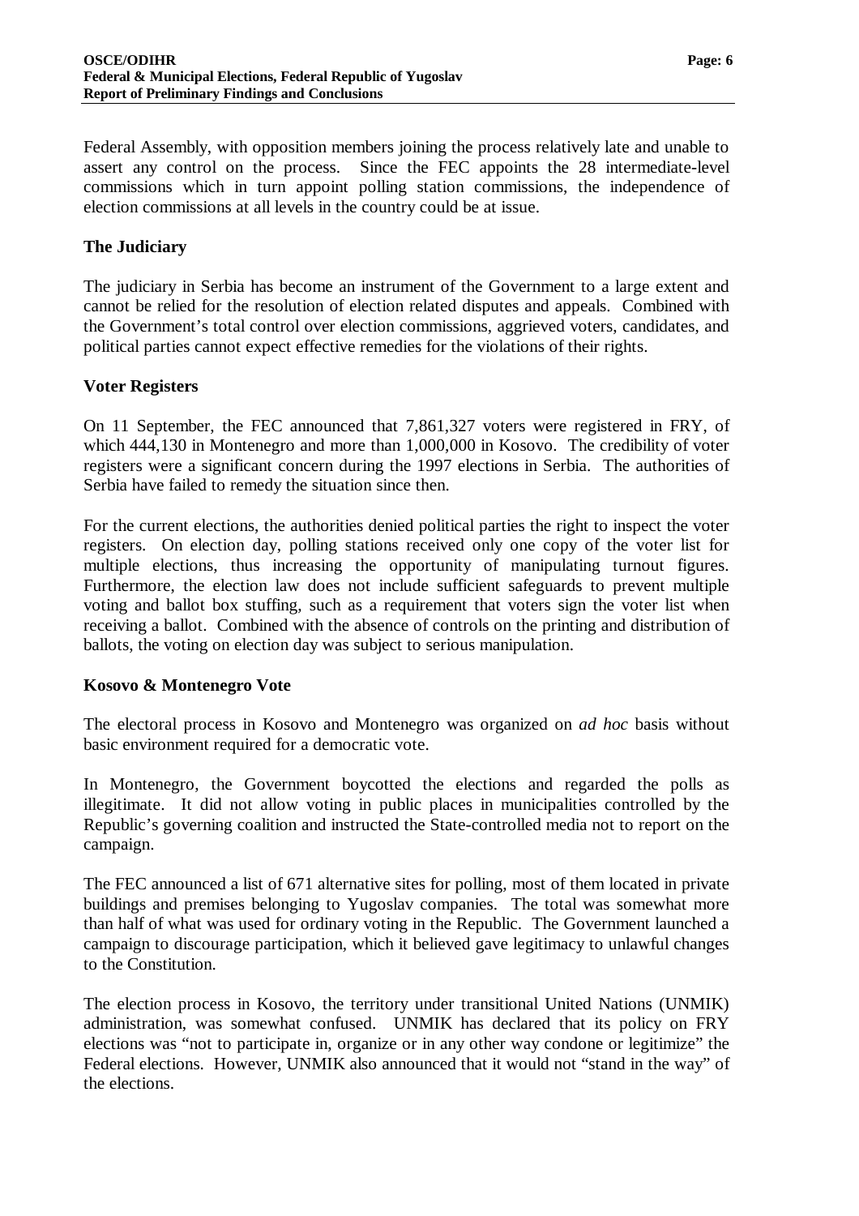Federal Assembly, with opposition members joining the process relatively late and unable to assert any control on the process. Since the FEC appoints the 28 intermediate-level commissions which in turn appoint polling station commissions, the independence of election commissions at all levels in the country could be at issue.

### The Judiciary

The judiciary in Serbia has become an instrument of the Government to a large extent and cannot be relied for the resolution of election related disputes and appeals. Combined with the Government's total control over election commissions, aggrieved voters, candidates, and political parties cannot expect effective remedies for the violations of their rights.

### Voter Registers

On 11 September, the FEC announced that 7,861,327 voters were registered in FRY, of which 444,130 in Montenegro and more than 1,000,000 in Kosovo. The credibility of voter registers were a significant concern during the 1997 elections in Serbia. The authorities of Serbia have failed to remedy the situation since then.

For the current elections, the authorities denied political parties the right to inspect the voter registers. On election day, polling stations received only one copy of the voter list for multiple elections, thus increasing the opportunity of manipulating turnout figures. Furthermore, the election law does not include sufficient safeguards to prevent multiple voting and ballot box stuffing, such as a requirement that voters sign the voter list when receiving a ballot. Combined with the absence of controls on the printing and distribution of ballots, the voting on election day was subject to serious manipulation.

### Kosovo & Montenegro Vote

The electoral process in Kosovo and Montenegro was organized on *ad hoc* basis without basic environment required for a democratic vote.

In Montenegro, the Government boycotted the elections and regarded the polls as illegitimate. It did not allow voting in public places in municipalities controlled by the Republic's governing coalition and instructed the State-controlled media not to report on the campaign.

The FEC announced a list of 671 alternative sites for polling, most of them located in private buildings and premises belonging to Yugoslav companies. The total was somewhat more than half of what was used for ordinary voting in the Republic. The Government launched a campaign to discourage participation, which it believed gave legitimacy to unlawful changes to the Constitution.

The election process in Kosovo, the territory under transitional United Nations (UNMIK) administration, was somewhat confused. UNMIK has declared that its policy on FRY elections was "not to participate in, organize or in any other way condone or legitimize" the Federal elections. However, UNMIK also announced that it would not "stand in the way" of the elections.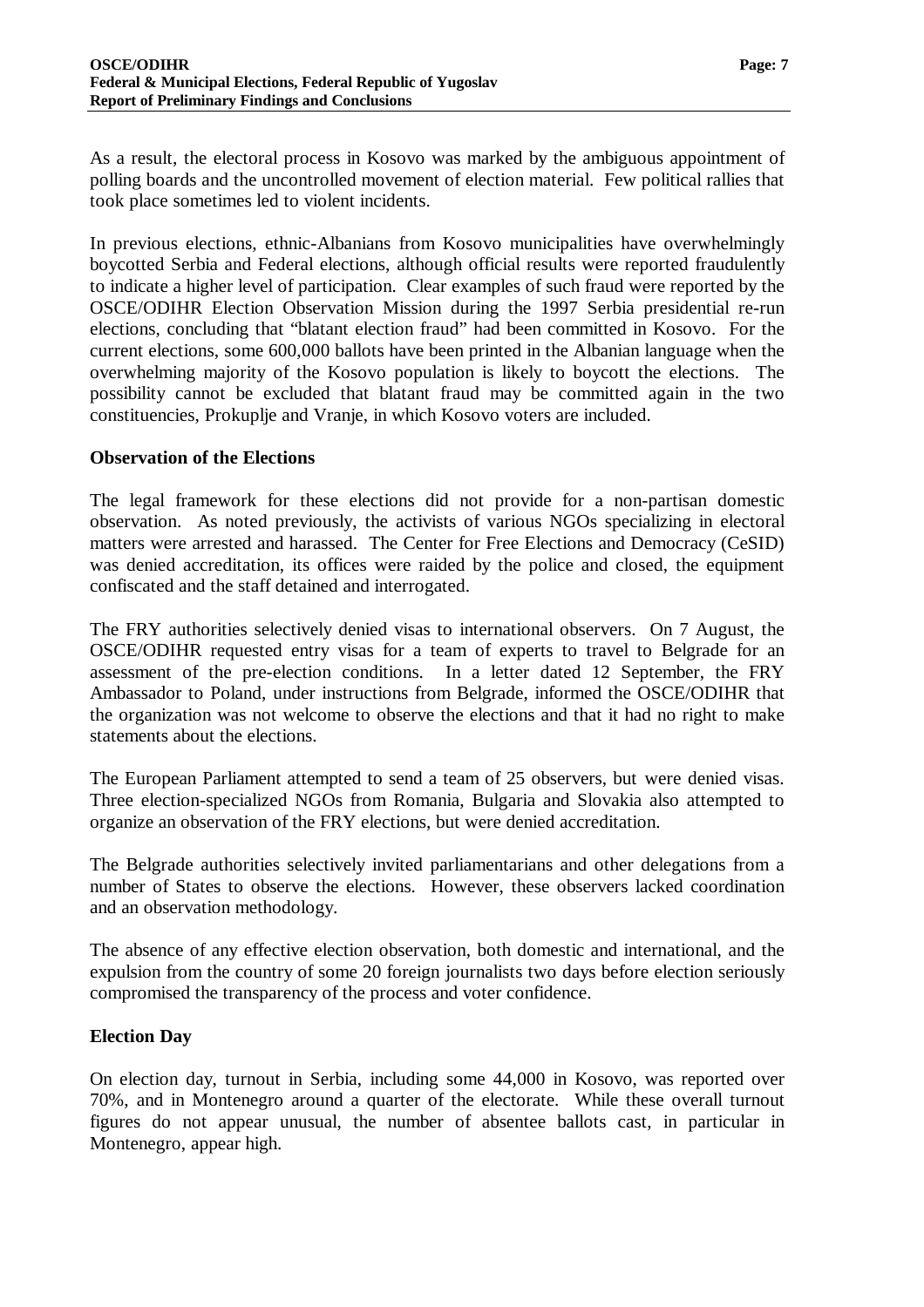As a result, the electoral process in Kosovo was marked by the ambiguous appointment of polling boards and the uncontrolled movement of election material. Few political rallies that took place sometimes led to violent incidents.

In previous elections, ethnic-Albanians from Kosovo municipalities have overwhelmingly boycotted Serbia and Federal elections, although official results were reported fraudulently to indicate a higher level of participation. Clear examples of such fraud were reported by the OSCE/ODIHR Election Observation Mission during the 1997 Serbia presidential re-run elections, concluding that "blatant election fraud" had been committed in Kosovo. For the current elections, some 600,000 ballots have been printed in the Albanian language when the overwhelming majority of the Kosovo population is likely to boycott the elections. The possibility cannot be excluded that blatant fraud may be committed again in the two constituencies, Prokuplje and Vranje, in which Kosovo voters are included.

**Observation of the Elections**

The legal framework for these elections did not provide for a non-partisan domestic observation. As noted previously, the activists of various NGOs specializing in electoral matters were arrested and harassed. The Center for Free Elections and Democracy (CeSID) was denied accreditation, its offices were raided by the police and closed, the equipment confiscated and the staff detained and interrogated.

The FRY authorities selectively denied visas to international observers. On 7 August, the OSCE/ODIHR requested entry visas for a team of experts to travel to Belgrade for an assessment of the pre-election conditions. In a letter dated 12 September, the FRY Ambassador to Poland, under instructions from Belgrade, informed the OSCE/ODIHR that the organization was not welcome to observe the elections and that it had no right to make statements about the elections.

The European Parliament attempted to send a team of 25 observers, but were denied visas. Three election-specialized NGOs from Romania, Bulgaria and Slovakia also attempted to organize an observation of the FRY elections, but were denied accreditation.

The Belgrade authorities selectively invited parliamentarians and other delegations from a number of States to observe the elections. However, these observers lacked coordination and an observation methodology.

The absence of any effective election observation, both domestic and international, and the expulsion from the country of some 20 foreign journalists two days before election seriously compromised the transparency of the process and voter confidence.

**Election Day**

On election day, turnout in Serbia, including some 44,000 in Kosovo, was reported over 70%, and in Montenegro around a quarter of the electorate. While these overall turnout figures do not appear unusual, the number of absentee ballots cast, in particular in Montenegro, appear high.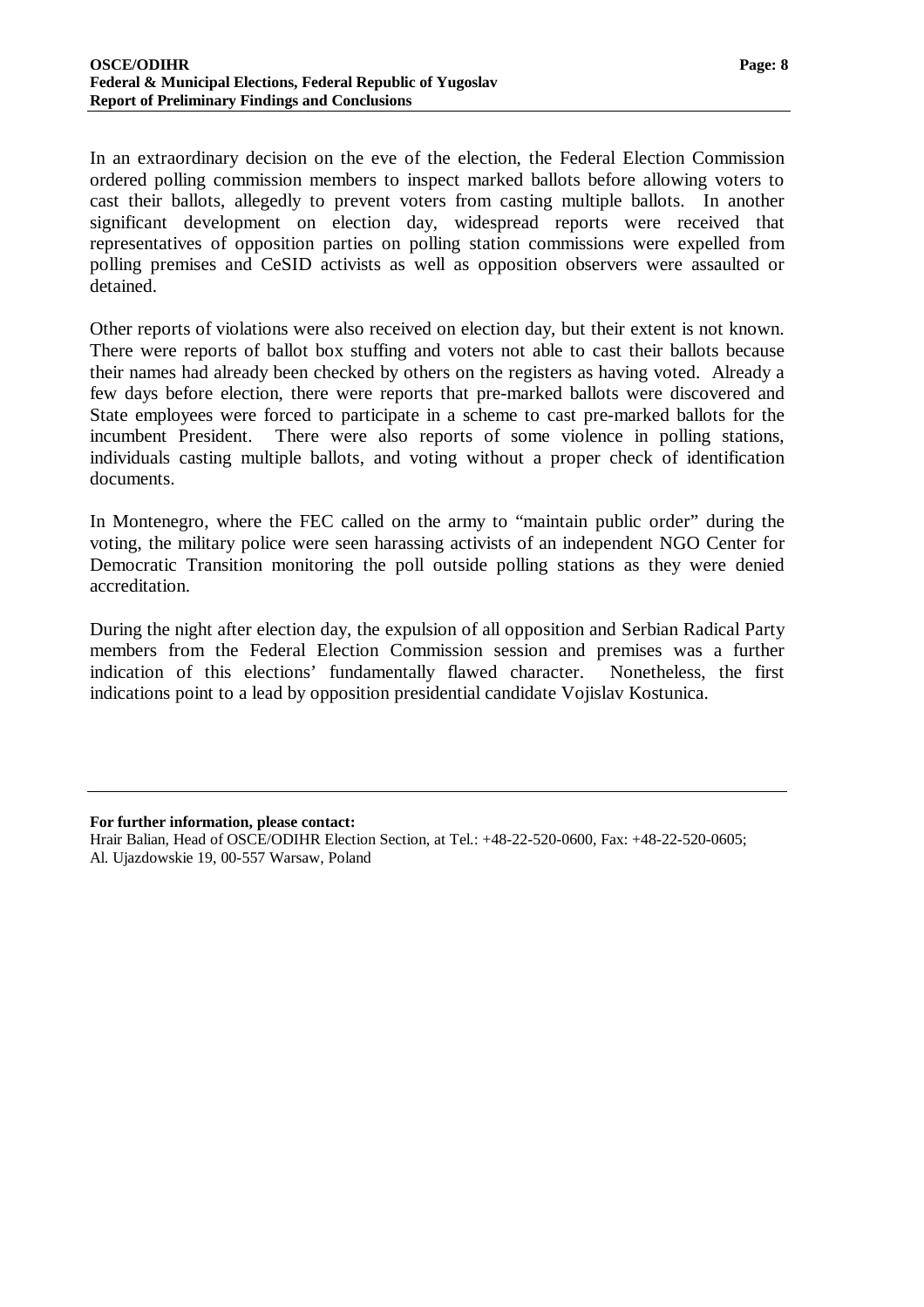In an extraordinary decision on the eve of the election, the Federal Election Commission ordered polling commission members to inspect marked ballots before allowing voters to cast their ballots, allegedly to prevent voters from casting multiple ballots. In another significant development on election day, widespread reports were received that representatives of opposition parties on polling station commissions were expelled from polling premises and CeSID activists as well as opposition observers were assaulted or detained.

Other reports of violations were also received on election day, but their extent is not known. There were reports of ballot box stuffing and voters not able to cast their ballots because their names had already been checked by others on the registers as having voted. Already a few days before election, there were reports that pre-marked ballots were discovered and State employees were forced to participate in a scheme to cast pre-marked ballots for the incumbent President. There were also reports of some violence in polling stations, individuals casting multiple ballots, and voting without a proper check of identification documents.

In Montenegro, where the FEC called on the army to "maintain public order" during the voting, the military police were seen harassing activists of an independent NGO Center for Democratic Transition monitoring the poll outside polling stations as they were denied accreditation.

During the night after election day, the expulsion of all opposition and Serbian Radical Party members from the Federal Election Commission session and premises was a further indication of this elections' fundamentally flawed character. Nonetheless, the first indications point to a lead by opposition presidential candidate Vojislav Kostunica.

---

**For further information, please contact:**
Hrair Balian, Head of OSCE/ODIHR Election Section, at Tel.: +48-22-520-0600, Fax: +48-22-520-0605; Al. Ujazdowskie 19, 00-557 Warsaw, Poland